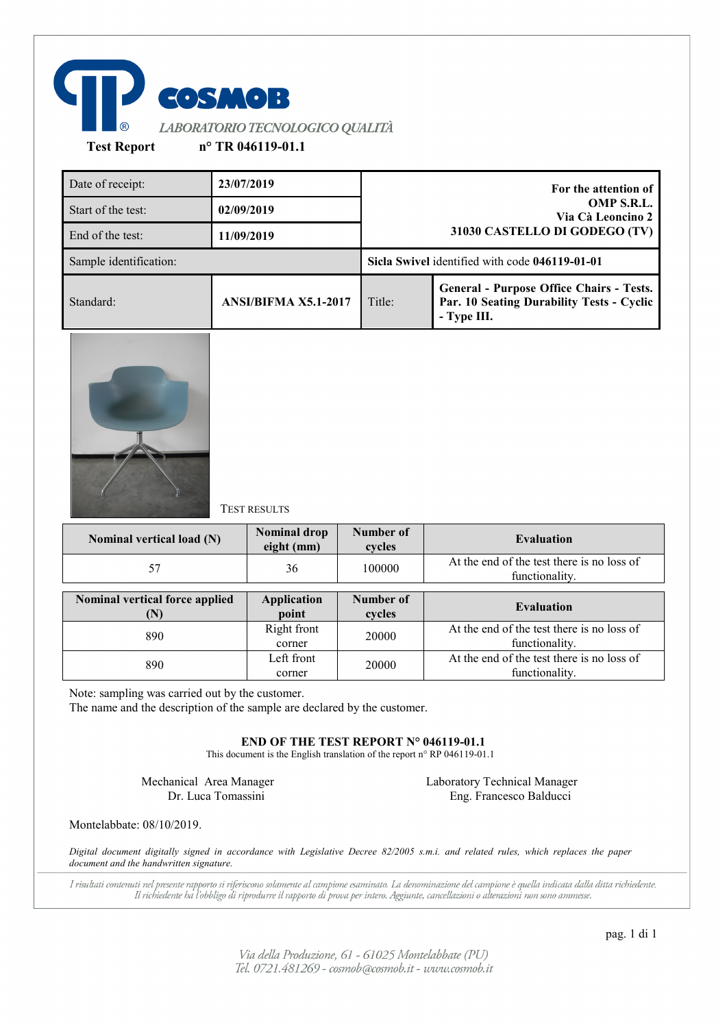**COSMOB**

*LABORATORIO TECNOLOGICO QUALITÀ*

**Test Report** **n° TR 046119-01.1**

| Date of receipt: | **23/07/2019** | **For the attention of OMP S.R.L. Via Cà Leoncino 2 31030 CASTELLO DI GODEGO (TV)** | |
|---|---|---|---|
| Start of the test: | **02/09/2019** | | |
| End of the test: | **11/09/2019** | | |
| Sample identification: | | **Sicla Swivel** identified with code **046119-01-01** | |
| Standard: | **ANSI/BIFMA X5.1-2017** | Title: | **General - Purpose Office Chairs - Tests. Par. 10 Seating Durability Tests - Cyclic - Type III.** |

TEST RESULTS

| Nominal vertical load (N) | Nominal drop eight (mm) | Number of cycles | Evaluation |
|---|---|---|---|
| 57 | 36 | 100000 | At the end of the test there is no loss of functionality. |

| Nominal vertical force applied (N) | Application point | Number of cycles | Evaluation |
|---|---|---|---|
| 890 | Right front corner | 20000 | At the end of the test there is no loss of functionality. |
| 890 | Left front corner | 20000 | At the end of the test there is no loss of functionality. |

Note: sampling was carried out by the customer.
The name and the description of the sample are declared by the customer.

**END OF THE TEST REPORT N° 046119-01.1**

This document is the English translation of the report n° RP 046119-01.1

Mechanical Area Manager
Dr. Luca Tomassini

Laboratory Technical Manager
Eng. Francesco Balducci

Montelabbate: 08/10/2019.

*Digital document digitally signed in accordance with Legislative Decree 82/2005 s.m.i. and related rules, which replaces the paper document and the handwritten signature.*

*I risultati contenuti nel presente rapporto si riferiscono solamente al campione esaminato. La denominazione del campione è quella indicata dalla ditta richiedente. Il richiedente ha l'obbligo di riprodurre il rapporto di prova per intero. Aggiunte, cancellazioni o alterazioni non sono ammesse.*

*Via della Produzione, 61 - 61025 Montelabbate (PU)*
*Tel. 0721.481269 - cosmob@cosmob.it - www.cosmob.it*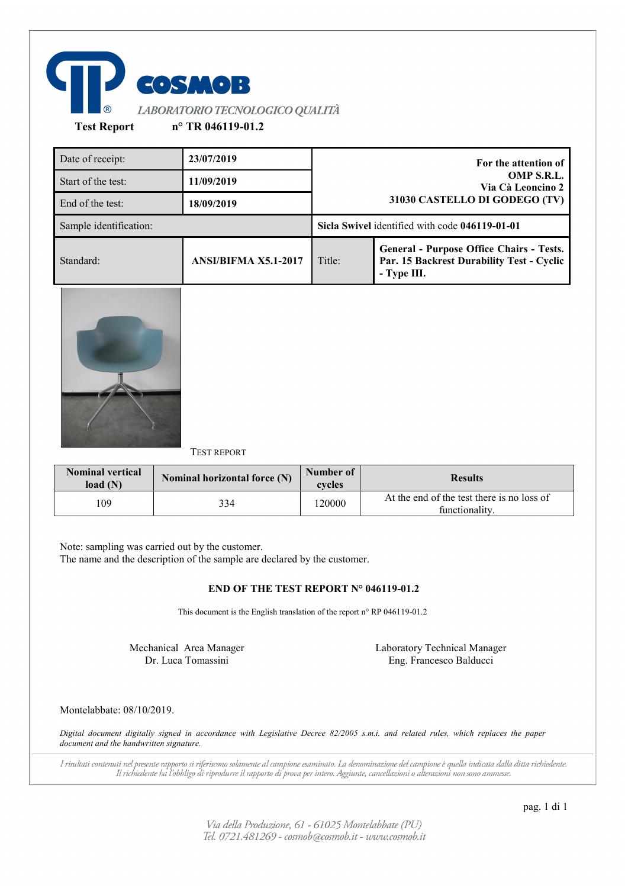COSMOB

*LABORATORIO TECNOLOGICO QUALITÀ*

**Test Report** **n° TR 046119-01.2**

| Date of receipt: | **23/07/2019** | **For the attention of OMP S.R.L. Via Cà Leoncino 2 31030 CASTELLO DI GODEGO (TV)** | |
|---|---|---|---|
| Start of the test: | **11/09/2019** | | |
| End of the test: | **18/09/2019** | | |
| Sample identification: | | **Sicla Swivel** identified with code **046119-01-01** | |
| Standard: | **ANSI/BIFMA X5.1-2017** | Title: | **General - Purpose Office Chairs - Tests. Par. 15 Backrest Durability Test - Cyclic - Type III.** |

TEST REPORT

| Nominal vertical load (N) | Nominal horizontal force (N) | Number of cycles | Results |
|---|---|---|---|
| 109 | 334 | 120000 | At the end of the test there is no loss of functionality. |

Note: sampling was carried out by the customer.
The name and the description of the sample are declared by the customer.

**END OF THE TEST REPORT N° 046119-01.2**

This document is the English translation of the report n° RP 046119-01.2

Mechanical Area Manager
Dr. Luca Tomassini

Laboratory Technical Manager
Eng. Francesco Balducci

Montelabbate: 08/10/2019.

*Digital document digitally signed in accordance with Legislative Decree 82/2005 s.m.i. and related rules, which replaces the paper document and the handwritten signature.*

*I risultati contenuti nel presente rapporto si riferiscono solamente al campione esaminato. La denominazione del campione è quella indicata dalla ditta richiedente. Il richiedente ha l'obbligo di riprodurre il rapporto di prova per intero. Aggiunte, cancellazioni o alterazioni non sono ammesse.*

*Via della Produzione, 61 - 61025 Montelabbate (PU)*
*Tel. 0721.481269 - cosmob@cosmob.it - www.cosmob.it*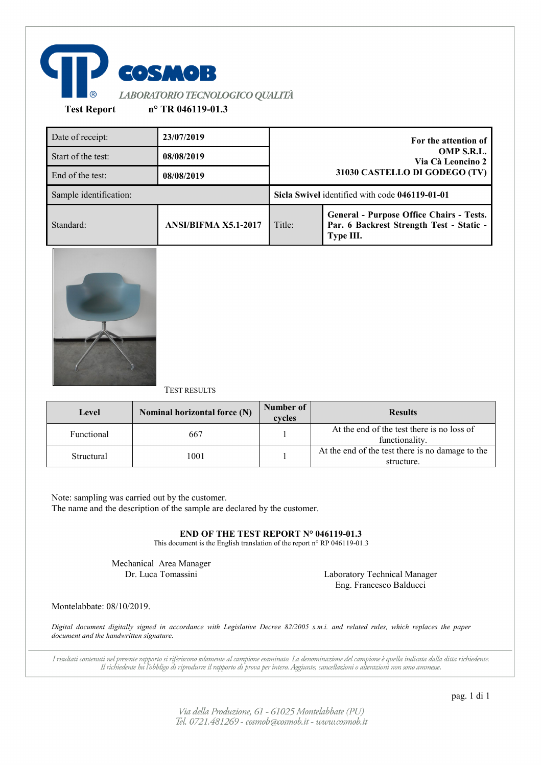COSMOB

*LABORATORIO TECNOLOGICO QUALITÀ*

**Test Report** **n° TR 046119-01.3**

| Date of receipt: | **23/07/2019** | **For the attention of OMP S.R.L. Via Cà Leoncino 2 31030 CASTELLO DI GODEGO (TV)** | |
|---|---|---|---|
| Start of the test: | **08/08/2019** | | |
| End of the test: | **08/08/2019** | | |
| Sample identification: | | **Sicla Swivel** identified with code **046119-01-01** | |
| Standard: | **ANSI/BIFMA X5.1-2017** | Title: | **General - Purpose Office Chairs - Tests. Par. 6 Backrest Strength Test - Static - Type III.** |

TEST RESULTS

| Level | Nominal horizontal force (N) | Number of cycles | Results |
|---|---|---|---|
| Functional | 667 | 1 | At the end of the test there is no loss of functionality. |
| Structural | 1001 | 1 | At the end of the test there is no damage to the structure. |

Note: sampling was carried out by the customer.
The name and the description of the sample are declared by the customer.

**END OF THE TEST REPORT N° 046119-01.3**

This document is the English translation of the report n° RP 046119-01.3

Mechanical Area Manager
Dr. Luca Tomassini

Laboratory Technical Manager
Eng. Francesco Balducci

Montelabbate: 08/10/2019.

*Digital document digitally signed in accordance with Legislative Decree 82/2005 s.m.i. and related rules, which replaces the paper document and the handwritten signature.*

*I risultati contenuti nel presente rapporto si riferiscono solamente al campione esaminato. La denominazione del campione è quella indicata dalla ditta richiedente. Il richiedente ha l'obbligo di riprodurre il rapporto di prova per intero. Aggiunte, cancellazioni o alterazioni non sono ammesse.*

*Via della Produzione, 61 - 61025 Montelabbate (PU)*
*Tel. 0721.481269 - cosmob@cosmob.it - www.cosmob.it*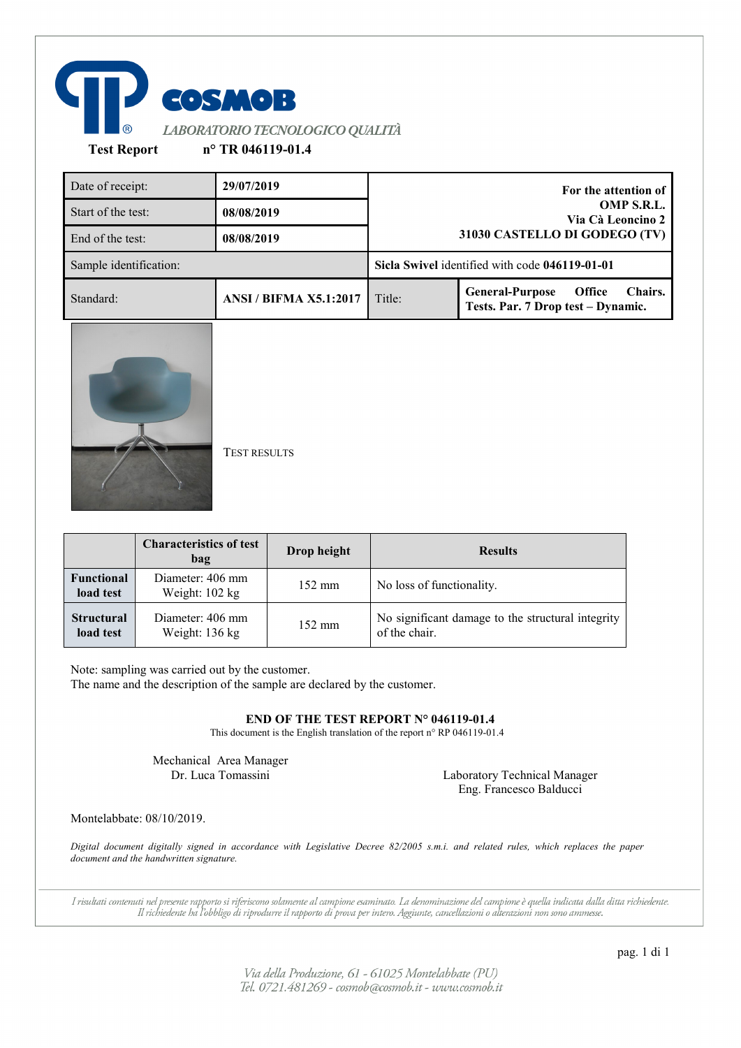COSMOB

*LABORATORIO TECNOLOGICO QUALITÀ*

**Test Report** **n° TR 046119-01.4**

| | | |
|---|---|---|
| Date of receipt: | **29/07/2019** | **For the attention of OMP S.R.L. Via Cà Leoncino 2 31030 CASTELLO DI GODEGO (TV)** |
| Start of the test: | **08/08/2019** | |
| End of the test: | **08/08/2019** | |
| Sample identification: | | **Sicla Swivel** identified with code **046119-01-01** |
| Standard: | **ANSI / BIFMA X5.1:2017** | Title: **General-Purpose Office Chairs. Tests. Par. 7 Drop test – Dynamic.** |

TEST RESULTS

| | Characteristics of test bag | Drop height | Results |
|---|---|---|---|
| **Functional load test** | Diameter: 406 mm Weight: 102 kg | 152 mm | No loss of functionality. |
| **Structural load test** | Diameter: 406 mm Weight: 136 kg | 152 mm | No significant damage to the structural integrity of the chair. |

Note: sampling was carried out by the customer.
The name and the description of the sample are declared by the customer.

**END OF THE TEST REPORT N° 046119-01.4**

This document is the English translation of the report n° RP 046119-01.4

Mechanical Area Manager
Dr. Luca Tomassini

Laboratory Technical Manager
Eng. Francesco Balducci

Montelabbate: 08/10/2019.

*Digital document digitally signed in accordance with Legislative Decree 82/2005 s.m.i. and related rules, which replaces the paper document and the handwritten signature.*

*I risultati contenuti nel presente rapporto si riferiscono solamente al campione esaminato. La denominazione del campione è quella indicata dalla ditta richiedente. Il richiedente ha l'obbligo di riprodurre il rapporto di prova per intero. Aggiunte, cancellazioni o alterazioni non sono ammesse.*

*Via della Produzione, 61 - 61025 Montelabbate (PU)*
*Tel. 0721.481269 - cosmob@cosmob.it - www.cosmob.it*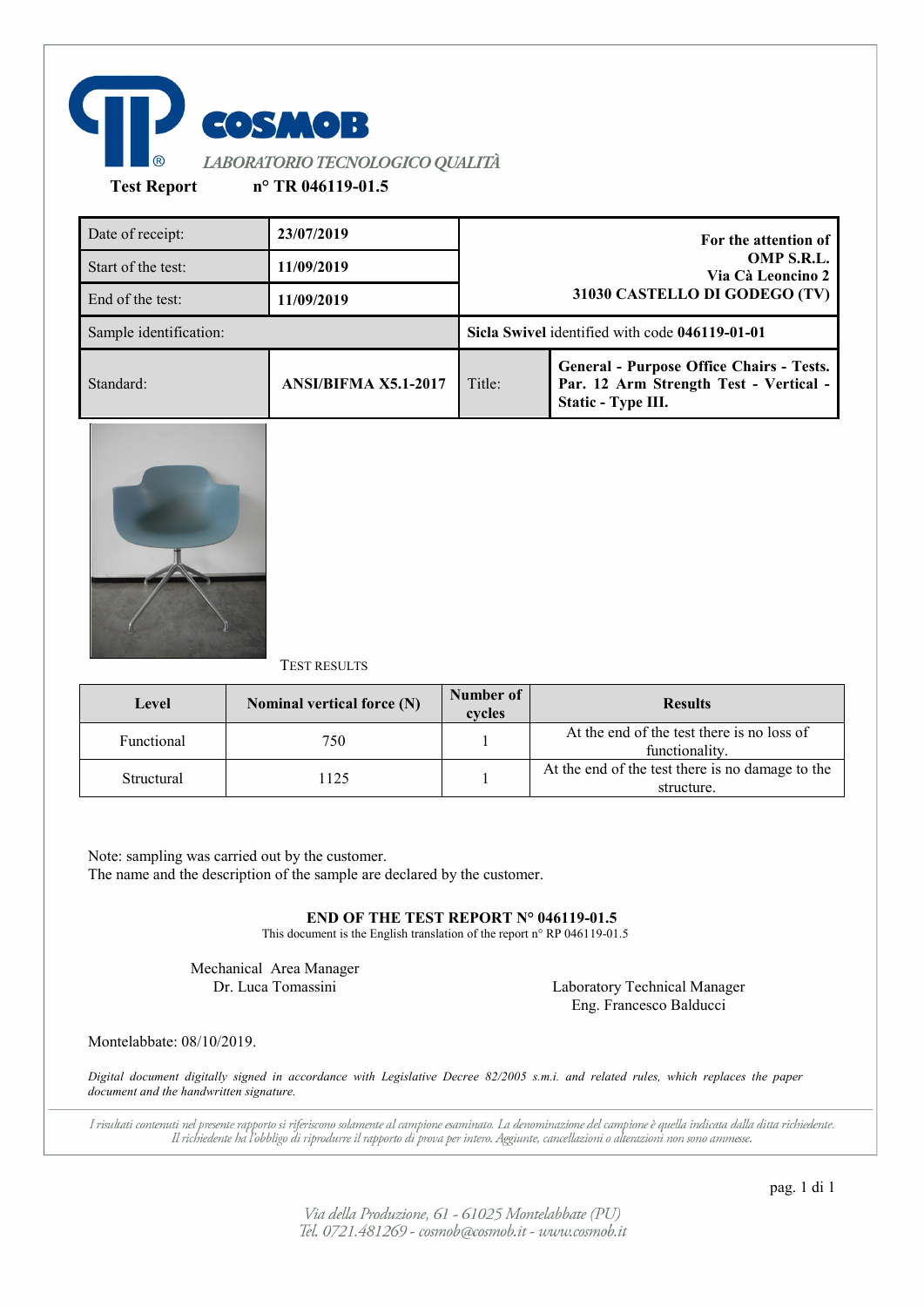# COSMOB

*LABORATORIO TECNOLOGICO QUALITÀ*

**Test Report** **n° TR 046119-01.5**

| | | |
|---|---|---|
| Date of receipt: | **23/07/2019** | **For the attention of OMP S.R.L. Via Cà Leoncino 2 31030 CASTELLO DI GODEGO (TV)** |
| Start of the test: | **11/09/2019** | |
| End of the test: | **11/09/2019** | |
| Sample identification: | | **Sicla Swivel** identified with code **046119-01-01** |
| Standard: | **ANSI/BIFMA X5.1-2017** | Title: **General - Purpose Office Chairs - Tests. Par. 12 Arm Strength Test - Vertical - Static - Type III.** |

TEST RESULTS

| Level | Nominal vertical force (N) | Number of cycles | Results |
|---|---|---|---|
| Functional | 750 | 1 | At the end of the test there is no loss of functionality. |
| Structural | 1125 | 1 | At the end of the test there is no damage to the structure. |

Note: sampling was carried out by the customer.
The name and the description of the sample are declared by the customer.

**END OF THE TEST REPORT N° 046119-01.5**

This document is the English translation of the report n° RP 046119-01.5

Mechanical Area Manager
Dr. Luca Tomassini

Laboratory Technical Manager
Eng. Francesco Balducci

Montelabbate: 08/10/2019.

*Digital document digitally signed in accordance with Legislative Decree 82/2005 s.m.i. and related rules, which replaces the paper document and the handwritten signature.*

*I risultati contenuti nel presente rapporto si riferiscono solamente al campione esaminato. La denominazione del campione è quella indicata dalla ditta richiedente. Il richiedente ha l'obbligo di riprodurre il rapporto di prova per intero. Aggiunte, cancellazioni o alterazioni non sono ammesse.*

*Via della Produzione, 61 - 61025 Montelabbate (PU)*
*Tel. 0721.481269 - cosmob@cosmob.it - www.cosmob.it*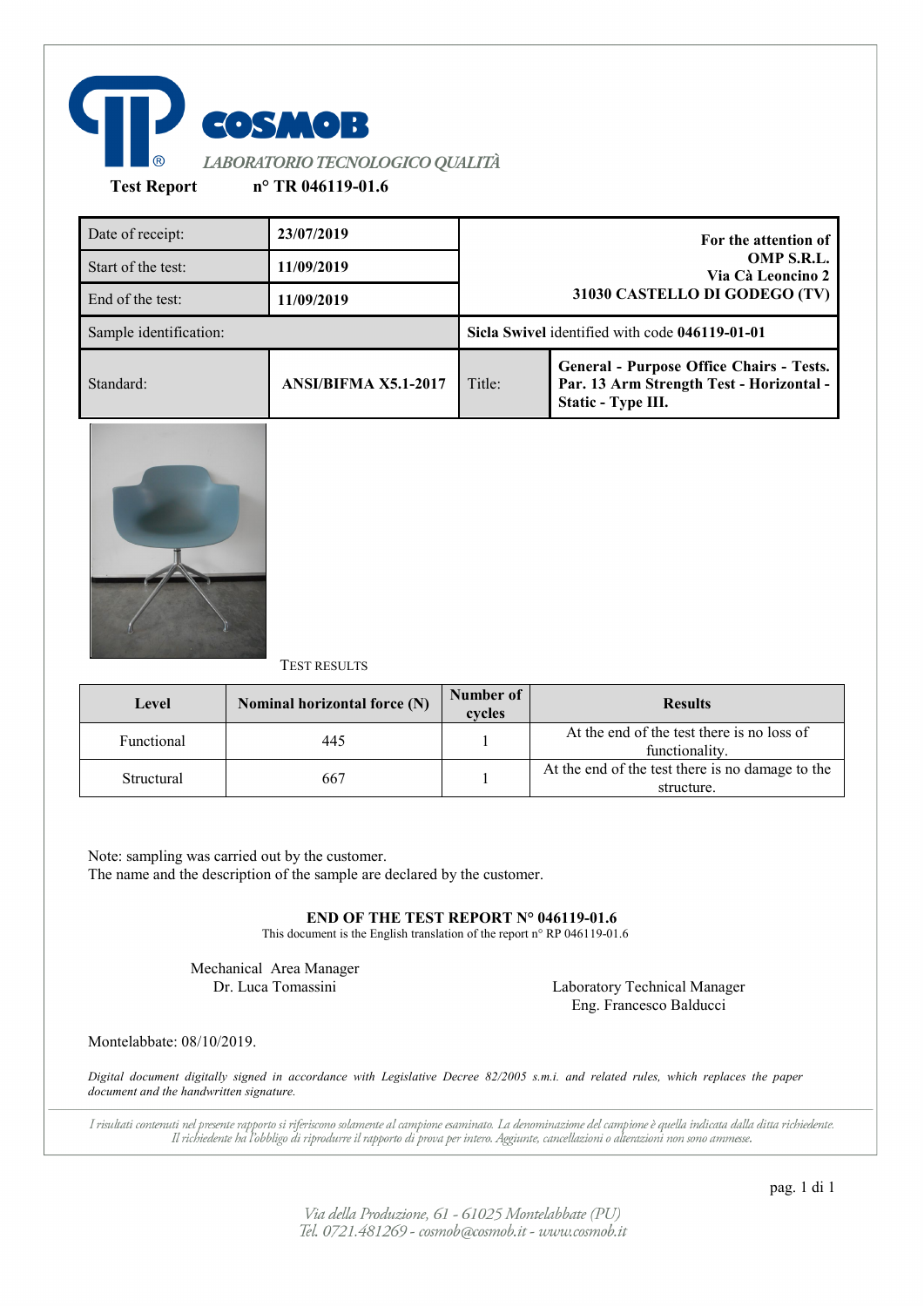COSMOB

*LABORATORIO TECNOLOGICO QUALITÀ*

**Test Report** **n° TR 046119-01.6**

| Date of receipt: | **23/07/2019** | **For the attention of OMP S.R.L. Via Cà Leoncino 2 31030 CASTELLO DI GODEGO (TV)** | |
|---|---|---|---|
| Start of the test: | **11/09/2019** | | |
| End of the test: | **11/09/2019** | | |
| Sample identification: | | **Sicla Swivel** identified with code **046119-01-01** | |
| Standard: | **ANSI/BIFMA X5.1-2017** | Title: | **General - Purpose Office Chairs - Tests. Par. 13 Arm Strength Test - Horizontal - Static - Type III.** |

TEST RESULTS

| Level | Nominal horizontal force (N) | Number of cycles | Results |
|---|---|---|---|
| Functional | 445 | 1 | At the end of the test there is no loss of functionality. |
| Structural | 667 | 1 | At the end of the test there is no damage to the structure. |

Note: sampling was carried out by the customer.
The name and the description of the sample are declared by the customer.

**END OF THE TEST REPORT N° 046119-01.6**

This document is the English translation of the report n° RP 046119-01.6

Mechanical Area Manager
Dr. Luca Tomassini

Laboratory Technical Manager
Eng. Francesco Balducci

Montelabbate: 08/10/2019.

*Digital document digitally signed in accordance with Legislative Decree 82/2005 s.m.i. and related rules, which replaces the paper document and the handwritten signature.*

*I risultati contenuti nel presente rapporto si riferiscono solamente al campione esaminato. La denominazione del campione è quella indicata dalla ditta richiedente. Il richiedente ha l'obbligo di riprodurre il rapporto di prova per intero. Aggiunte, cancellazioni o alterazioni non sono ammesse.*

*Via della Produzione, 61 - 61025 Montelabbate (PU)*
*Tel. 0721.481269 - cosmob@cosmob.it - www.cosmob.it*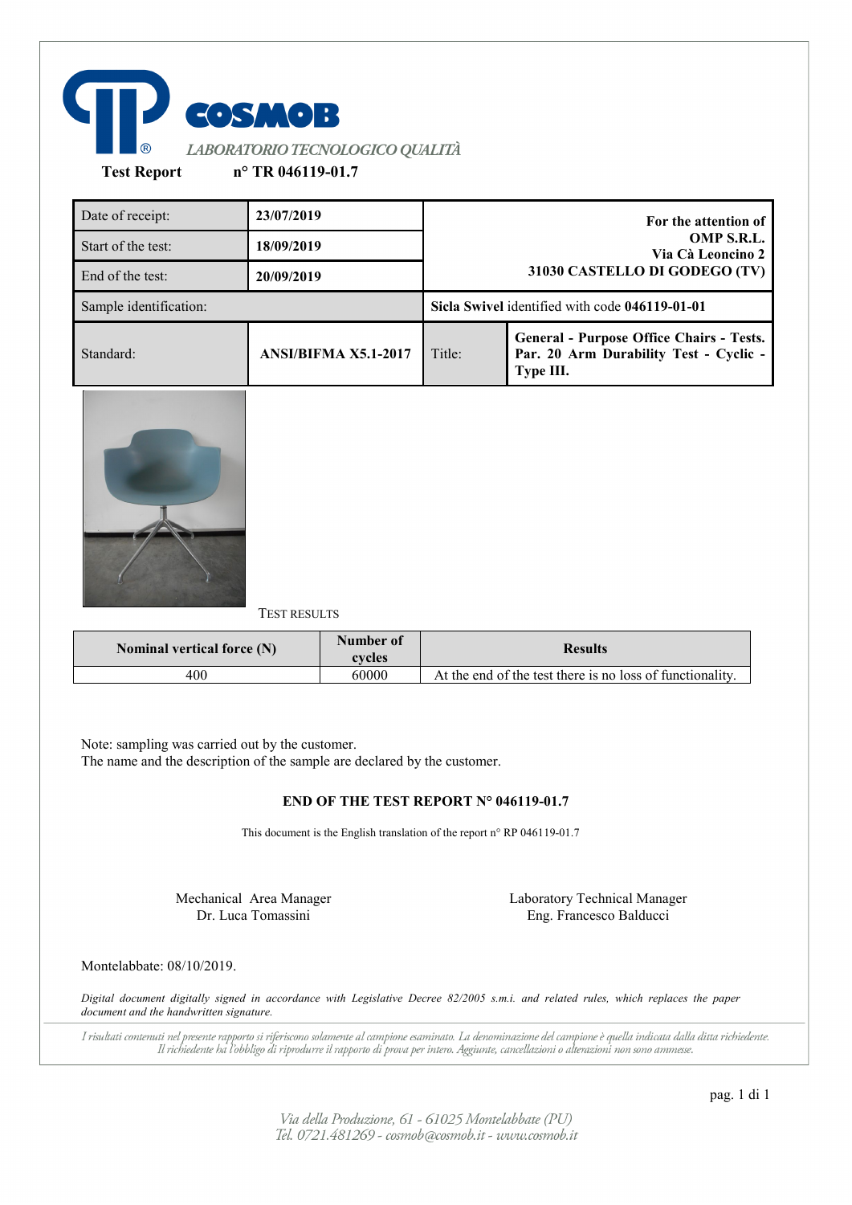COSMOB

*LABORATORIO TECNOLOGICO QUALITÀ*

**Test Report** **n° TR 046119-01.7**

| | | | |
|---|---|---|---|
| Date of receipt: | **23/07/2019** | **For the attention of OMP S.R.L. Via Cà Leoncino 2 31030 CASTELLO DI GODEGO (TV)** | |
| Start of the test: | **18/09/2019** | | |
| End of the test: | **20/09/2019** | | |
| Sample identification: | | **Sicla Swivel** identified with code **046119-01-01** | |
| Standard: | **ANSI/BIFMA X5.1-2017** | Title: | **General - Purpose Office Chairs - Tests. Par. 20 Arm Durability Test - Cyclic - Type III.** |

TEST RESULTS

| Nominal vertical force (N) | Number of cycles | Results |
|---|---|---|
| 400 | 60000 | At the end of the test there is no loss of functionality. |

Note: sampling was carried out by the customer.
The name and the description of the sample are declared by the customer.

**END OF THE TEST REPORT N° 046119-01.7**

This document is the English translation of the report n° RP 046119-01.7

Mechanical Area Manager
Dr. Luca Tomassini

Laboratory Technical Manager
Eng. Francesco Balducci

Montelabbate: 08/10/2019.

*Digital document digitally signed in accordance with Legislative Decree 82/2005 s.m.i. and related rules, which replaces the paper document and the handwritten signature.*

*I risultati contenuti nel presente rapporto si riferiscono solamente al campione esaminato. La denominazione del campione è quella indicata dalla ditta richiedente. Il richiedente ha l'obbligo di riprodurre il rapporto di prova per intero. Aggiunte, cancellazioni o alterazioni non sono ammesse.*

*Via della Produzione, 61 - 61025 Montelabbate (PU)*
*Tel. 0721.481269 - cosmob@cosmob.it - www.cosmob.it*